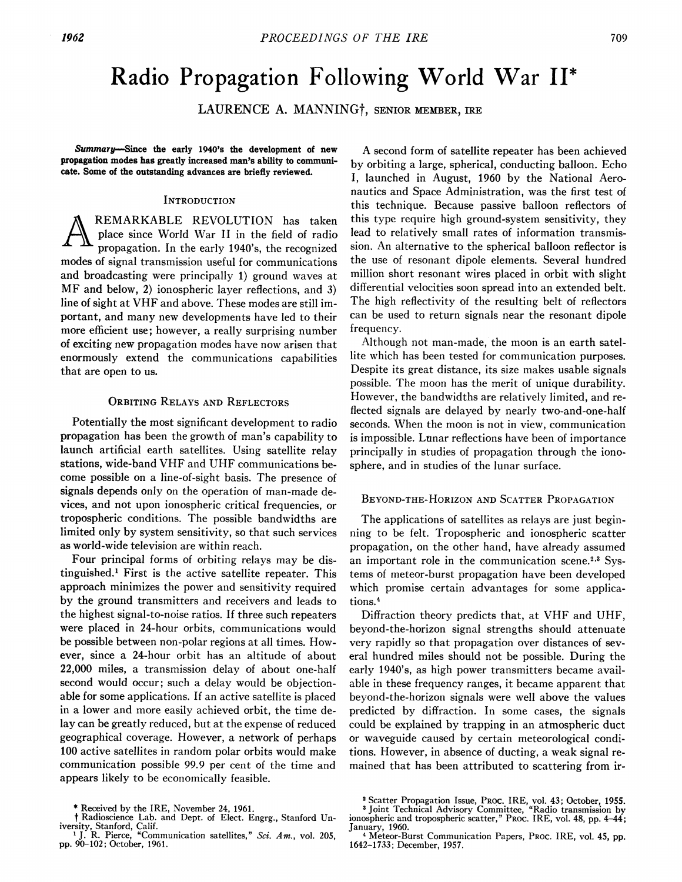# Radio Propagation Following World War II*

LAURENCE A. MANNING†, SENIOR MEMBER, IRE

***Summary*—Since the early 1940's the development of new propagation modes has greatly increased man's ability to communicate. Some of the outstanding advances are briefly reviewed.**

## INTRODUCTION

A REMARKABLE REVOLUTION has taken place since World War II in the field of radio propagation. In the early 1940's, the recognized modes of signal transmission useful for communications and broadcasting were principally 1) ground waves at MF and below, 2) ionospheric layer reflections, and 3) line of sight at VHF and above. These modes are still important, and many new developments have led to their more efficient use; however, a really surprising number of exciting new propagation modes have now arisen that enormously extend the communications capabilities that are open to us.

## ORBITING RELAYS AND REFLECTORS

Potentially the most significant development to radio propagation has been the growth of man's capability to launch artificial earth satellites. Using satellite relay stations, wide-band VHF and UHF communications become possible on a line-of-sight basis. The presence of signals depends only on the operation of man-made devices, and not upon ionospheric critical frequencies, or tropospheric conditions. The possible bandwidths are limited only by system sensitivity, so that such services as world-wide television are within reach.

Four principal forms of orbiting relays may be distinguished.[1] First is the active satellite repeater. This approach minimizes the power and sensitivity required by the ground transmitters and receivers and leads to the highest signal-to-noise ratios. If three such repeaters were placed in 24-hour orbits, communications would be possible between non-polar regions at all times. However, since a 24-hour orbit has an altitude of about 22,000 miles, a transmission delay of about one-half second would occur; such a delay would be objectionable for some applications. If an active satellite is placed in a lower and more easily achieved orbit, the time delay can be greatly reduced, but at the expense of reduced geographical coverage. However, a network of perhaps 100 active satellites in random polar orbits would make communication possible 99.9 per cent of the time and appears likely to be economically feasible.

A second form of satellite repeater has been achieved by orbiting a large, spherical, conducting balloon. Echo I, launched in August, 1960 by the National Aeronautics and Space Administration, was the first test of this technique. Because passive balloon reflectors of this type require high ground-system sensitivity, they lead to relatively small rates of information transmission. An alternative to the spherical balloon reflector is the use of resonant dipole elements. Several hundred million short resonant wires placed in orbit with slight differential velocities soon spread into an extended belt. The high reflectivity of the resulting belt of reflectors can be used to return signals near the resonant dipole frequency.

Although not man-made, the moon is an earth satellite which has been tested for communication purposes. Despite its great distance, its size makes usable signals possible. The moon has the merit of unique durability. However, the bandwidths are relatively limited, and reflected signals are delayed by nearly two-and-one-half seconds. When the moon is not in view, communication is impossible. Lunar reflections have been of importance principally in studies of propagation through the ionosphere, and in studies of the lunar surface.

## BEYOND-THE-HORIZON AND SCATTER PROPAGATION

The applications of satellites as relays are just beginning to be felt. Tropospheric and ionospheric scatter propagation, on the other hand, have already assumed an important role in the communication scene.[2,3] Systems of meteor-burst propagation have been developed which promise certain advantages for some applications.[4]

Diffraction theory predicts that, at VHF and UHF, beyond-the-horizon signal strengths should attenuate very rapidly so that propagation over distances of several hundred miles should not be possible. During the early 1940's, as high power transmitters became available in these frequency ranges, it became apparent that beyond-the-horizon signals were well above the values predicted by diffraction. In some cases, the signals could be explained by trapping in an atmospheric duct or waveguide caused by certain meteorological conditions. However, in absence of ducting, a weak signal remained that has been attributed to scattering from ir-

---

* Received by the IRE, November 24, 1961.

† Radioscience Lab. and Dept. of Elect. Engrg., Stanford University, Stanford, Calif.

[1] J. R. Pierce, "Communication satellites," *Sci. Am.*, vol. 205, pp. 90–102; October, 1961.

[2] Scatter Propagation Issue, PROC. IRE, vol. 43; October, 1955.

[3] Joint Technical Advisory Committee, "Radio transmission by ionospheric and tropospheric scatter," PROC. IRE, vol. 48, pp. 4–44; January, 1960.

[4] Meteor-Burst Communication Papers, PROC. IRE, vol. 45, pp. 1642–1733; December, 1957.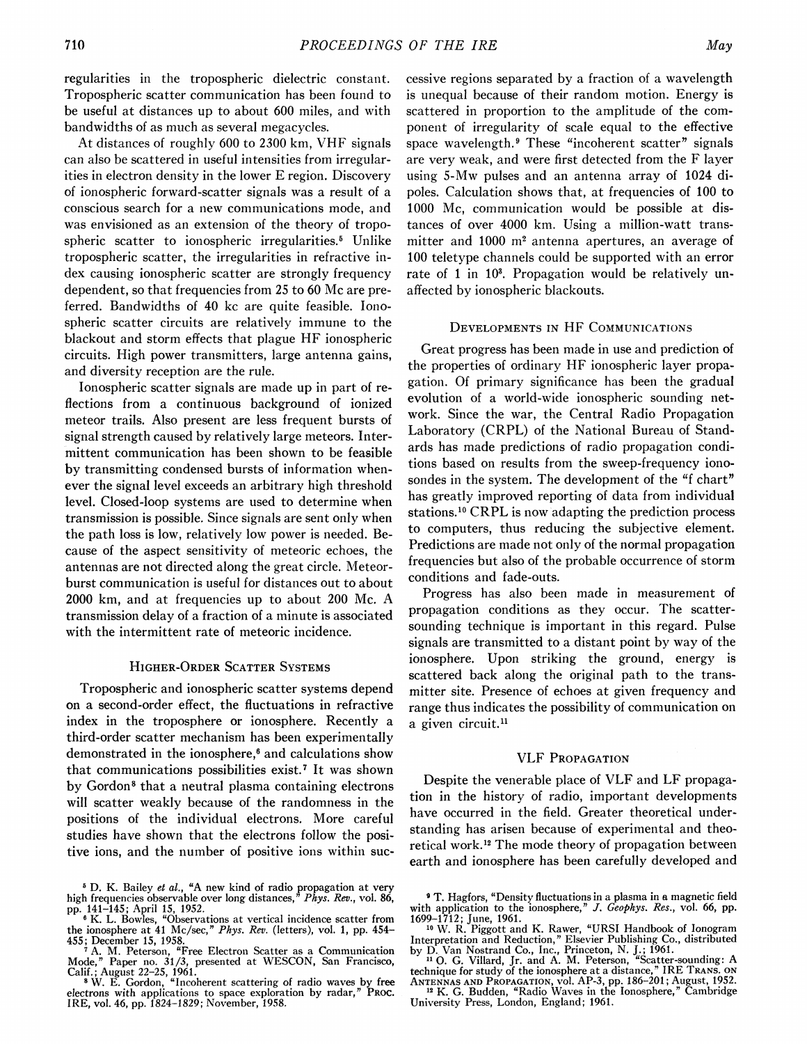regularities in the tropospheric dielectric constant. Tropospheric scatter communication has been found to be useful at distances up to about 600 miles, and with bandwidths of as much as several megacycles.

At distances of roughly 600 to 2300 km, VHF signals can also be scattered in useful intensities from irregularities in electron density in the lower E region. Discovery of ionospheric forward-scatter signals was a result of a conscious search for a new communications mode, and was envisioned as an extension of the theory of tropospheric scatter to ionospheric irregularities.[5] Unlike tropospheric scatter, the irregularities in refractive index causing ionospheric scatter are strongly frequency dependent, so that frequencies from 25 to 60 Mc are preferred. Bandwidths of 40 kc are quite feasible. Ionospheric scatter circuits are relatively immune to the blackout and storm effects that plague HF ionospheric circuits. High power transmitters, large antenna gains, and diversity reception are the rule.

Ionospheric scatter signals are made up in part of reflections from a continuous background of ionized meteor trails. Also present are less frequent bursts of signal strength caused by relatively large meteors. Intermittent communication has been shown to be feasible by transmitting condensed bursts of information whenever the signal level exceeds an arbitrary high threshold level. Closed-loop systems are used to determine when transmission is possible. Since signals are sent only when the path loss is low, relatively low power is needed. Because of the aspect sensitivity of meteoric echoes, the antennas are not directed along the great circle. Meteor-burst communication is useful for distances out to about 2000 km, and at frequencies up to about 200 Mc. A transmission delay of a fraction of a minute is associated with the intermittent rate of meteoric incidence.

## Higher-Order Scatter Systems

Tropospheric and ionospheric scatter systems depend on a second-order effect, the fluctuations in refractive index in the troposphere or ionosphere. Recently a third-order scatter mechanism has been experimentally demonstrated in the ionosphere,[6] and calculations show that communications possibilities exist.[7] It was shown by Gordon[8] that a neutral plasma containing electrons will scatter weakly because of the randomness in the positions of the individual electrons. More careful studies have shown that the electrons follow the positive ions, and the number of positive ions within successive regions separated by a fraction of a wavelength is unequal because of their random motion. Energy is scattered in proportion to the amplitude of the component of irregularity of scale equal to the effective space wavelength.[9] These "incoherent scatter" signals are very weak, and were first detected from the F layer using 5-Mw pulses and an antenna array of 1024 dipoles. Calculation shows that, at frequencies of 100 to 1000 Mc, communication would be possible at distances of over 4000 km. Using a million-watt transmitter and 1000 m$^2$ antenna apertures, an average of 100 teletype channels could be supported with an error rate of 1 in 10$^3$. Propagation would be relatively unaffected by ionospheric blackouts.

## Developments in HF Communications

Great progress has been made in use and prediction of the properties of ordinary HF ionospheric layer propagation. Of primary significance has been the gradual evolution of a world-wide ionospheric sounding network. Since the war, the Central Radio Propagation Laboratory (CRPL) of the National Bureau of Standards has made predictions of radio propagation conditions based on results from the sweep-frequency ionosondes in the system. The development of the "f chart" has greatly improved reporting of data from individual stations.[10] CRPL is now adapting the prediction process to computers, thus reducing the subjective element. Predictions are made not only of the normal propagation frequencies but also of the probable occurrence of storm conditions and fade-outs.

Progress has also been made in measurement of propagation conditions as they occur. The scatter-sounding technique is important in this regard. Pulse signals are transmitted to a distant point by way of the ionosphere. Upon striking the ground, energy is scattered back along the original path to the transmitter site. Presence of echoes at given frequency and range thus indicates the possibility of communication on a given circuit.[11]

## VLF Propagation

Despite the venerable place of VLF and LF propagation in the history of radio, important developments have occurred in the field. Greater theoretical understanding has arisen because of experimental and theoretical work.[12] The mode theory of propagation between earth and ionosphere has been carefully developed and

---

[5] D. K. Bailey *et al.*, "A new kind of radio propagation at very high frequencies observable over long distances," *Phys. Rev.*, vol. 86, pp. 141–145; April 15, 1952.

[6] K. L. Bowles, "Observations at vertical incidence scatter from the ionosphere at 41 Mc/sec," *Phys. Rev.* (letters), vol. 1, pp. 454–455; December 15, 1958.

[7] A. M. Peterson, "Free Electron Scatter as a Communication Mode," Paper no. 31/3, presented at WESCON, San Francisco, Calif.; August 22–25, 1961.

[8] W. E. Gordon, "Incoherent scattering of radio waves by free electrons with applications to space exploration by radar," Proc. IRE, vol. 46, pp. 1824–1829; November, 1958.

[9] T. Hagfors, "Density fluctuations in a plasma in a magnetic field with application to the ionosphere," *J. Geophys. Res.*, vol. 66, pp. 1699–1712; June, 1961.

[10] W. R. Piggott and K. Rawer, "URSI Handbook of Ionogram Interpretation and Reduction," Elsevier Publishing Co., distributed by D. Van Nostrand Co., Inc., Princeton, N. J.; 1961.

[11] O. G. Villard, Jr. and A. M. Peterson, "Scatter-sounding: A technique for study of the ionosphere at a distance," IRE Trans. on Antennas and Propagation, vol. AP-3, pp. 186–201; August, 1952.

[12] K. G. Budden, "Radio Waves in the Ionosphere," Cambridge University Press, London, England; 1961.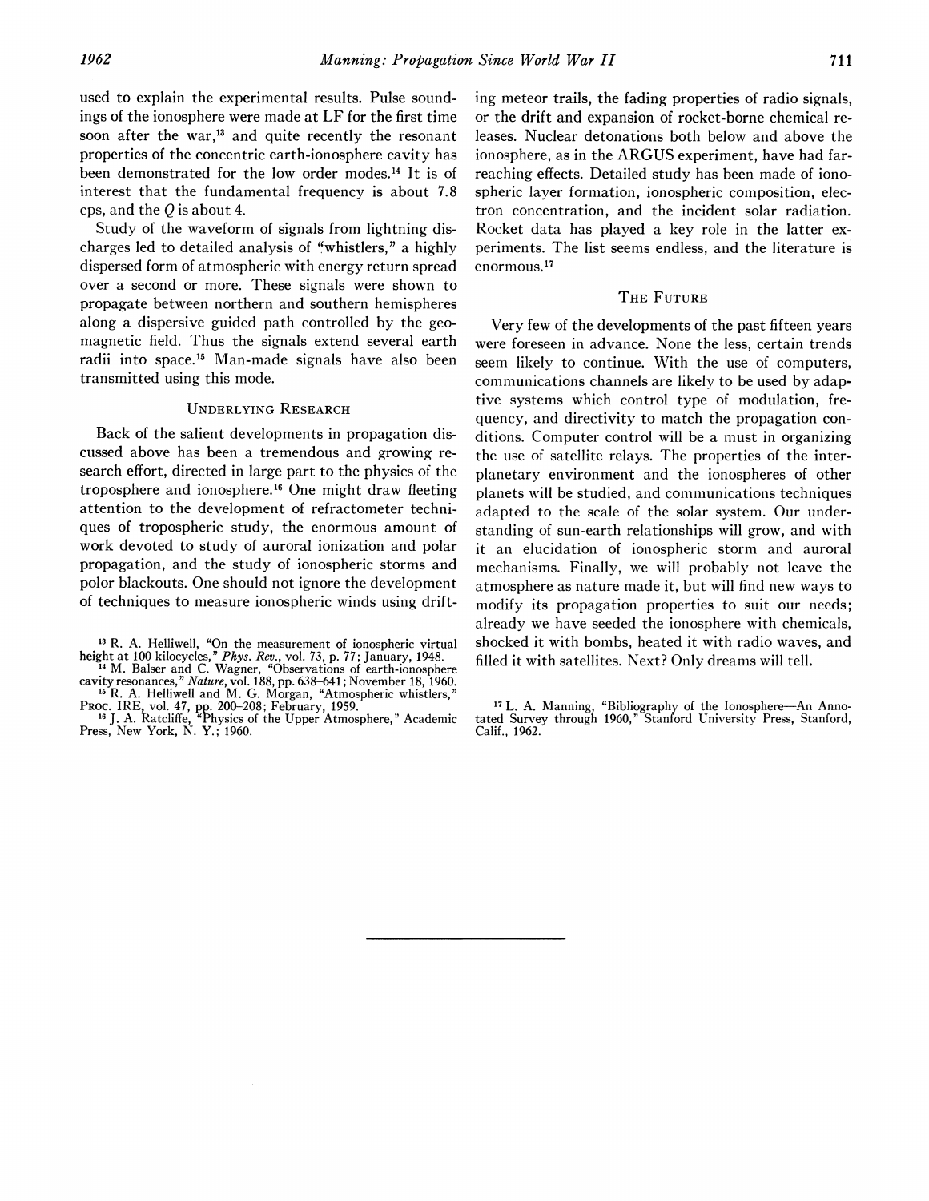used to explain the experimental results. Pulse soundings of the ionosphere were made at LF for the first time soon after the war,[13] and quite recently the resonant properties of the concentric earth-ionosphere cavity has been demonstrated for the low order modes.[14] It is of interest that the fundamental frequency is about 7.8 cps, and the $Q$ is about 4.

Study of the waveform of signals from lightning discharges led to detailed analysis of "whistlers," a highly dispersed form of atmospheric with energy return spread over a second or more. These signals were shown to propagate between northern and southern hemispheres along a dispersive guided path controlled by the geomagnetic field. Thus the signals extend several earth radii into space.[15] Man-made signals have also been transmitted using this mode.

## Underlying Research

Back of the salient developments in propagation discussed above has been a tremendous and growing research effort, directed in large part to the physics of the troposphere and ionosphere.[16] One might draw fleeting attention to the development of refractometer techniques of tropospheric study, the enormous amount of work devoted to study of auroral ionization and polar propagation, and the study of ionospheric storms and polor blackouts. One should not ignore the development of techniques to measure ionospheric winds using drifting meteor trails, the fading properties of radio signals, or the drift and expansion of rocket-borne chemical releases. Nuclear detonations both below and above the ionosphere, as in the ARGUS experiment, have had far-reaching effects. Detailed study has been made of ionospheric layer formation, ionospheric composition, electron concentration, and the incident solar radiation. Rocket data has played a key role in the latter experiments. The list seems endless, and the literature is enormous.[17]

## The Future

Very few of the developments of the past fifteen years were foreseen in advance. None the less, certain trends seem likely to continue. With the use of computers, communications channels are likely to be used by adaptive systems which control type of modulation, frequency, and directivity to match the propagation conditions. Computer control will be a must in organizing the use of satellite relays. The properties of the interplanetary environment and the ionospheres of other planets will be studied, and communications techniques adapted to the scale of the solar system. Our understanding of sun-earth relationships will grow, and with it an elucidation of ionospheric storm and auroral mechanisms. Finally, we will probably not leave the atmosphere as nature made it, but will find new ways to modify its propagation properties to suit our needs; already we have seeded the ionosphere with chemicals, shocked it with bombs, heated it with radio waves, and filled it with satellites. Next? Only dreams will tell.

---

[13] R. A. Helliwell, "On the measurement of ionospheric virtual height at 100 kilocycles," *Phys. Rev.*, vol. 73, p. 77; January, 1948.

[14] M. Balser and C. Wagner, "Observations of earth-ionosphere cavity resonances," *Nature*, vol. 188, pp. 638–641; November 18, 1960.

[15] R. A. Helliwell and M. G. Morgan, "Atmospheric whistlers," Proc. IRE, vol. 47, pp. 200–208; February, 1959.

[16] J. A. Ratcliffe, "Physics of the Upper Atmosphere," Academic Press, New York, N. Y.; 1960.

[17] L. A. Manning, "Bibliography of the Ionosphere—An Annotated Survey through 1960," Stanford University Press, Stanford, Calif., 1962.